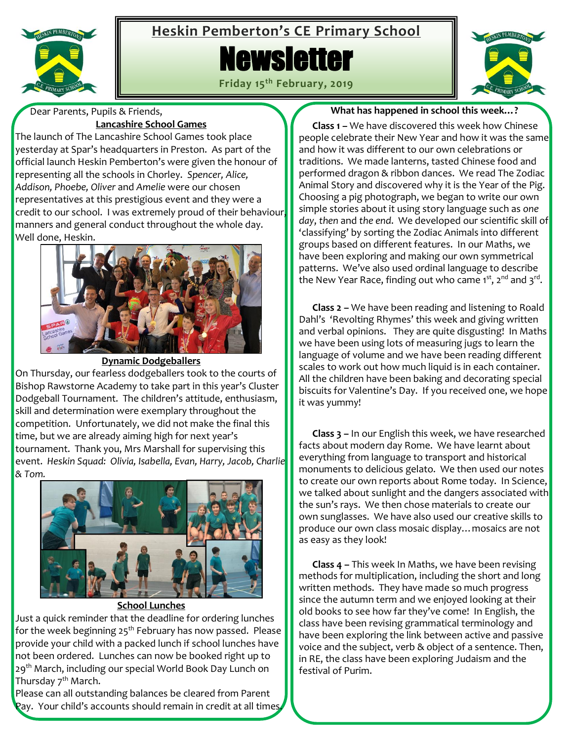# Heskin Pemberton's CE Primary School

# Newsletter

**Friday 15th February, 2019**

Dear Parents, Pupils & Friends,

## Lancashire School Games

The launch of The Lancashire School Games took place yesterday at Spar's headquarters in Preston. As part of the official launch Heskin Pemberton's were given the honour of representing all the schools in Chorley. *Spencer, Alice, Addison, Phoebe, Oliver* and *Amelie* were our chosen representatives at this prestigious event and they were a credit to our school. I was extremely proud of their behaviour, manners and general conduct throughout the whole day. Well done, Heskin.

## Dynamic Dodgeballers

On Thursday, our fearless dodgeballers took to the courts of Bishop Rawstorne Academy to take part in this year's Cluster Dodgeball Tournament. The children's attitude, enthusiasm, skill and determination were exemplary throughout the competition. Unfortunately, we did not make the final this time, but we are already aiming high for next year's tournament. Thank you, Mrs Marshall for supervising this event. *Heskin Squad: Olivia, Isabella, Evan, Harry, Jacob, Charlie & Tom.*

## School Lunches

Just a quick reminder that the deadline for ordering lunches for the week beginning 25th February has now passed. Please provide your child with a packed lunch if school lunches have not been ordered. Lunches can now be booked right up to 29th March, including our special World Book Day Lunch on Thursday 7th March.

Please can all outstanding balances be cleared from Parent Pay. Your child's accounts should remain in credit at all times.

## What has happened in school this week…?

**Class 1 –** We have discovered this week how Chinese people celebrate their New Year and how it was the same and how it was different to our own celebrations or traditions. We made lanterns, tasted Chinese food and performed dragon & ribbon dances. We read The Zodiac Animal Story and discovered why it is the Year of the Pig. Choosing a pig photograph, we began to write our own simple stories about it using story language such as *one day*, *then* and *the end*. We developed our scientific skill of 'classifying' by sorting the Zodiac Animals into different groups based on different features. In our Maths, we have been exploring and making our own symmetrical patterns. We've also used ordinal language to describe the New Year Race, finding out who came 1st, 2nd and 3rd.

**Class 2 –** We have been reading and listening to Roald Dahl's 'Revolting Rhymes' this week and giving written and verbal opinions. They are quite disgusting! In Maths we have been using lots of measuring jugs to learn the language of volume and we have been reading different scales to work out how much liquid is in each container. All the children have been baking and decorating special biscuits for Valentine's Day. If you received one, we hope it was yummy!

**Class 3 –** In our English this week, we have researched facts about modern day Rome. We have learnt about everything from language to transport and historical monuments to delicious gelato. We then used our notes to create our own reports about Rome today. In Science, we talked about sunlight and the dangers associated with the sun's rays. We then chose materials to create our own sunglasses. We have also used our creative skills to produce our own class mosaic display…mosaics are not as easy as they look!

**Class 4 –** This week In Maths, we have been revising methods for multiplication, including the short and long written methods. They have made so much progress since the autumn term and we enjoyed looking at their old books to see how far they've come! In English, the class have been revising grammatical terminology and have been exploring the link between active and passive voice and the subject, verb & object of a sentence. Then, in RE, the class have been exploring Judaism and the festival of Purim.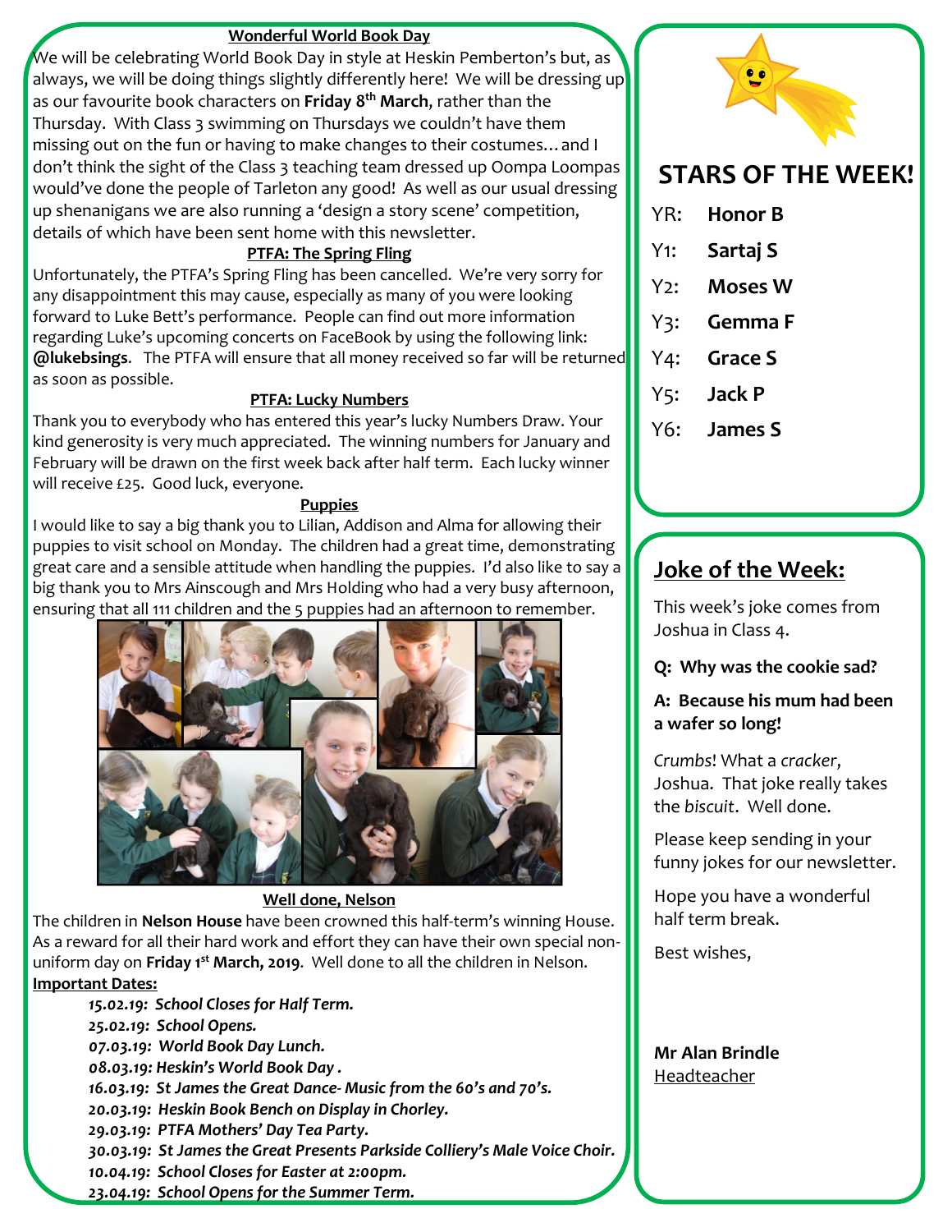## Wonderful World Book Day

We will be celebrating World Book Day in style at Heskin Pemberton's but, as always, we will be doing things slightly differently here! We will be dressing up as our favourite book characters on **Friday 8th March**, rather than the Thursday. With Class 3 swimming on Thursdays we couldn't have them missing out on the fun or having to make changes to their costumes… and I don't think the sight of the Class 3 teaching team dressed up Oompa Loompas would've done the people of Tarleton any good! As well as our usual dressing up shenanigans we are also running a 'design a story scene' competition, details of which have been sent home with this newsletter.

## PTFA: The Spring Fling

Unfortunately, the PTFA's Spring Fling has been cancelled. We're very sorry for any disappointment this may cause, especially as many of you were looking forward to Luke Bett's performance. People can find out more information regarding Luke's upcoming concerts on FaceBook by using the following link: **@lukebsings**. The PTFA will ensure that all money received so far will be returned as soon as possible.

## PTFA: Lucky Numbers

Thank you to everybody who has entered this year's lucky Numbers Draw. Your kind generosity is very much appreciated. The winning numbers for January and February will be drawn on the first week back after half term. Each lucky winner will receive £25. Good luck, everyone.

## Puppies

I would like to say a big thank you to Lilian, Addison and Alma for allowing their puppies to visit school on Monday. The children had a great time, demonstrating great care and a sensible attitude when handling the puppies. I'd also like to say a big thank you to Mrs Ainscough and Mrs Holding who had a very busy afternoon, ensuring that all 111 children and the 5 puppies had an afternoon to remember.

## Well done, Nelson

The children in **Nelson House** have been crowned this half-term's winning House. As a reward for all their hard work and effort they can have their own special non-uniform day on **Friday 1st March, 2019**. Well done to all the children in Nelson.

**Important Dates:**

- ***15.02.19: School Closes for Half Term.***
- ***25.02.19: School Opens.***
- ***07.03.19: World Book Day Lunch.***
- ***08.03.19: Heskin's World Book Day .***
- ***16.03.19: St James the Great Dance- Music from the 60's and 70's.***
- ***20.03.19: Heskin Book Bench on Display in Chorley.***
- ***29.03.19: PTFA Mothers' Day Tea Party.***
- ***30.03.19: St James the Great Presents Parkside Colliery's Male Voice Choir.***
- ***10.04.19: School Closes for Easter at 2:00pm.***
- ***23.04.19: School Opens for the Summer Term.***

## STARS OF THE WEEK!

| | |
|---|---|
| YR: | **Honor B** |
| Y1: | **Sartaj S** |
| Y2: | **Moses W** |
| Y3: | **Gemma F** |
| Y4: | **Grace S** |
| Y5: | **Jack P** |
| Y6: | **James S** |

## Joke of the Week:

This week's joke comes from Joshua in Class 4.

**Q: Why was the cookie sad?**

**A: Because his mum had been a wafer so long!**

*Crumbs*! What a *cracker*, Joshua. That joke really takes the *biscuit*. Well done.

Please keep sending in your funny jokes for our newsletter.

Hope you have a wonderful half term break.

Best wishes,

**Mr Alan Brindle**
Headteacher